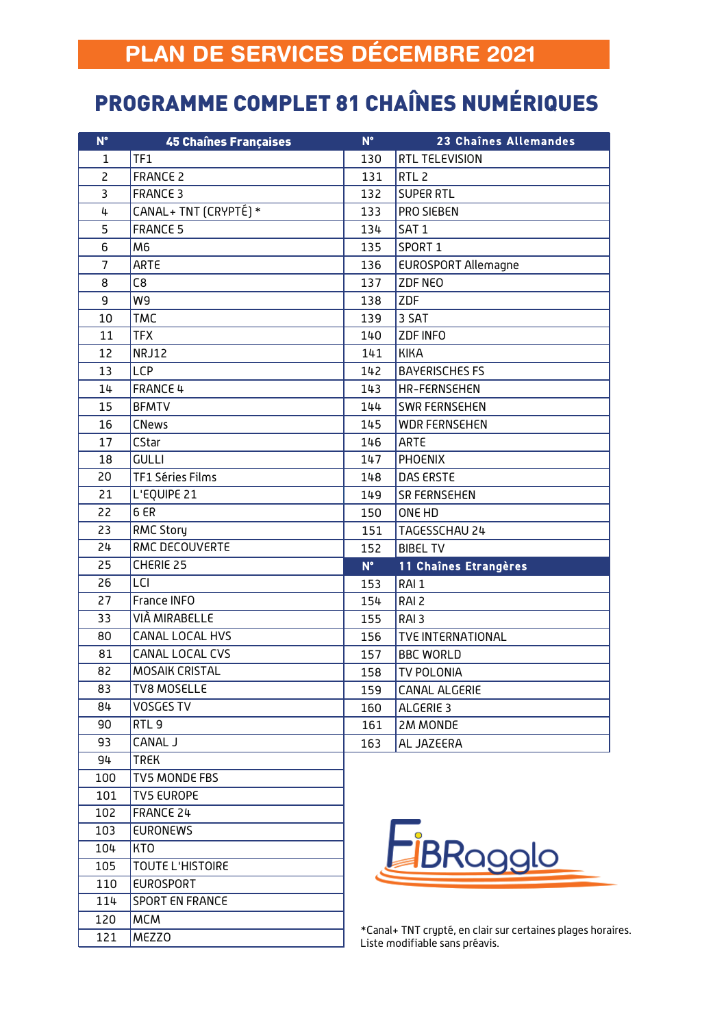# PLAN DE SERVICES DÉCEMBRE 2021

## PROGRAMME COMPLET 81 CHAÎNES NUMÉRIQUES

| N° | 45 Chaînes Françaises |
|---|---|
| 1 | TF1 |
| 2 | FRANCE 2 |
| 3 | FRANCE 3 |
| 4 | CANAL+ TNT (CRYPTÉ) * |
| 5 | FRANCE 5 |
| 6 | M6 |
| 7 | ARTE |
| 8 | C8 |
| 9 | W9 |
| 10 | TMC |
| 11 | TFX |
| 12 | NRJ12 |
| 13 | LCP |
| 14 | FRANCE 4 |
| 15 | BFMTV |
| 16 | CNews |
| 17 | CStar |
| 18 | GULLI |
| 20 | TF1 Séries Films |
| 21 | L'EQUIPE 21 |
| 22 | 6 ER |
| 23 | RMC Story |
| 24 | RMC DECOUVERTE |
| 25 | CHERIE 25 |
| 26 | LCI |
| 27 | France INFO |
| 33 | VIÀ MIRABELLE |
| 80 | CANAL LOCAL HVS |
| 81 | CANAL LOCAL CVS |
| 82 | MOSAIK CRISTAL |
| 83 | TV8 MOSELLE |
| 84 | VOSGES TV |
| 90 | RTL 9 |
| 93 | CANAL J |
| 94 | TREK |
| 100 | TV5 MONDE FBS |
| 101 | TV5 EUROPE |
| 102 | FRANCE 24 |
| 103 | EURONEWS |
| 104 | KTO |
| 105 | TOUTE L'HISTOIRE |
| 110 | EUROSPORT |
| 114 | SPORT EN FRANCE |
| 120 | MCM |
| 121 | MEZZO |

| N° | 23 Chaînes Allemandes |
|---|---|
| 130 | RTL TELEVISION |
| 131 | RTL 2 |
| 132 | SUPER RTL |
| 133 | PRO SIEBEN |
| 134 | SAT 1 |
| 135 | SPORT 1 |
| 136 | EUROSPORT Allemagne |
| 137 | ZDF NEO |
| 138 | ZDF |
| 139 | 3 SAT |
| 140 | ZDF INFO |
| 141 | KIKA |
| 142 | BAYERISCHES FS |
| 143 | HR-FERNSEHEN |
| 144 | SWR FERNSEHEN |
| 145 | WDR FERNSEHEN |
| 146 | ARTE |
| 147 | PHOENIX |
| 148 | DAS ERSTE |
| 149 | SR FERNSEHEN |
| 150 | ONE HD |
| 151 | TAGESSCHAU 24 |
| 152 | BIBEL TV |

| N° | 11 Chaînes Etrangères |
|---|---|
| 153 | RAI 1 |
| 154 | RAI 2 |
| 155 | RAI 3 |
| 156 | TVE INTERNATIONAL |
| 157 | BBC WORLD |
| 158 | TV POLONIA |
| 159 | CANAL ALGERIE |
| 160 | ALGERIE 3 |
| 161 | 2M MONDE |
| 163 | AL JAZEERA |

FiBRaggIo

*Canal+ TNT crypté, en clair sur certaines plages horaires.
Liste modifiable sans préavis.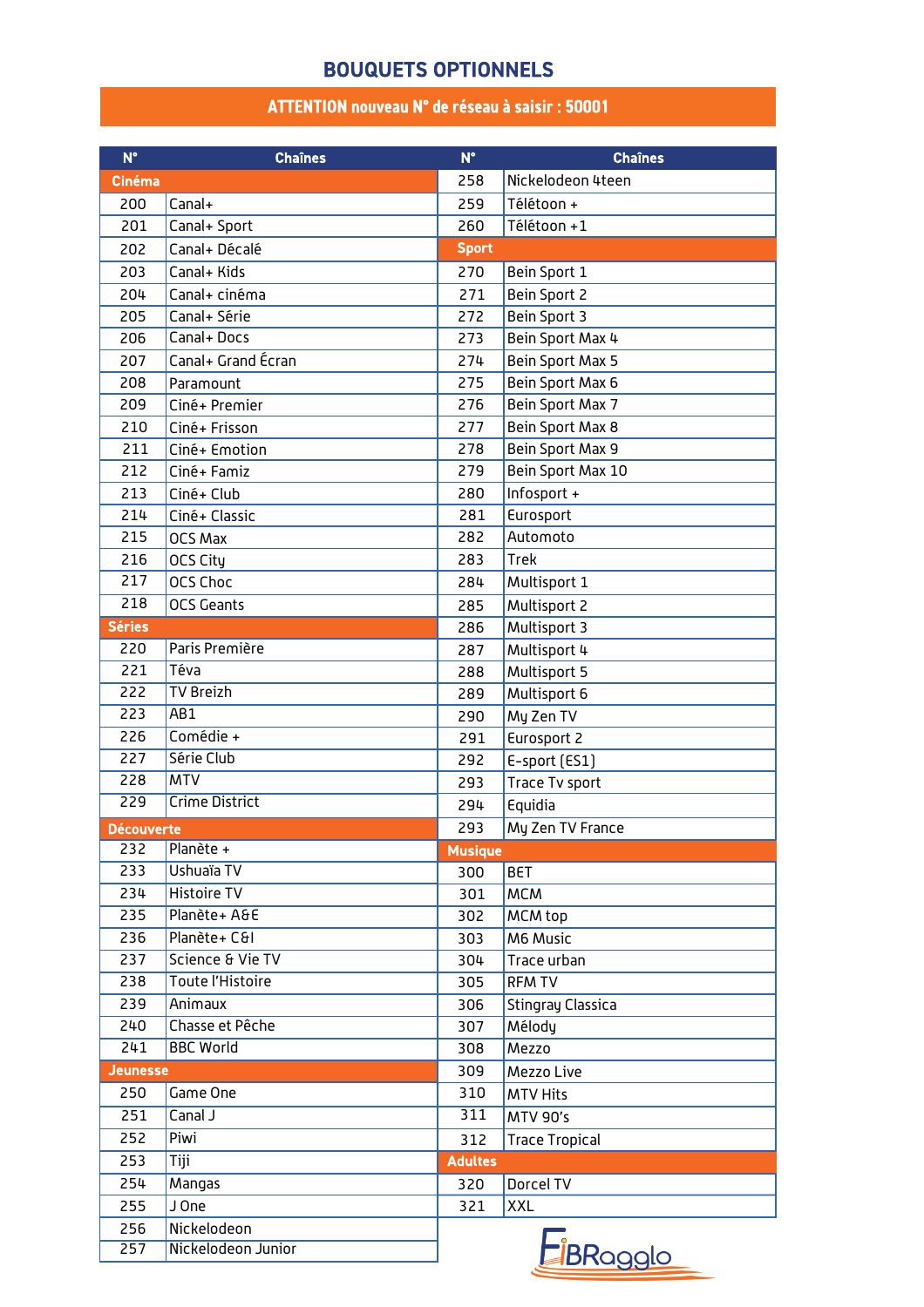# BOUQUETS OPTIONNELS

**ATTENTION nouveau N° de réseau à saisir : 50001**

| N° | Chaînes |
|---|---|
| **Cinéma** | |
| 200 | Canal+ |
| 201 | Canal+ Sport |
| 202 | Canal+ Décalé |
| 203 | Canal+ Kids |
| 204 | Canal+ cinéma |
| 205 | Canal+ Série |
| 206 | Canal+ Docs |
| 207 | Canal+ Grand Écran |
| 208 | Paramount |
| 209 | Ciné+ Premier |
| 210 | Ciné+ Frisson |
| 211 | Ciné+ Emotion |
| 212 | Ciné+ Famiz |
| 213 | Ciné+ Club |
| 214 | Ciné+ Classic |
| 215 | OCS Max |
| 216 | OCS City |
| 217 | OCS Choc |
| 218 | OCS Geants |
| **Séries** | |
| 220 | Paris Première |
| 221 | Téva |
| 222 | TV Breizh |
| 223 | AB1 |
| 226 | Comédie + |
| 227 | Série Club |
| 228 | MTV |
| 229 | Crime District |
| **Découverte** | |
| 232 | Planète + |
| 233 | Ushuaïa TV |
| 234 | Histoire TV |
| 235 | Planète+ A&E |
| 236 | Planète+ C&I |
| 237 | Science & Vie TV |
| 238 | Toute l'Histoire |
| 239 | Animaux |
| 240 | Chasse et Pêche |
| 241 | BBC World |
| **Jeunesse** | |
| 250 | Game One |
| 251 | Canal J |
| 252 | Piwi |
| 253 | Tiji |
| 254 | Mangas |
| 255 | J One |
| 256 | Nickelodeon |
| 257 | Nickelodeon Junior |
| 258 | Nickelodeon 4teen |
| 259 | Télétoon + |
| 260 | Télétoon +1 |
| **Sport** | |
| 270 | Bein Sport 1 |
| 271 | Bein Sport 2 |
| 272 | Bein Sport 3 |
| 273 | Bein Sport Max 4 |
| 274 | Bein Sport Max 5 |
| 275 | Bein Sport Max 6 |
| 276 | Bein Sport Max 7 |
| 277 | Bein Sport Max 8 |
| 278 | Bein Sport Max 9 |
| 279 | Bein Sport Max 10 |
| 280 | Infosport + |
| 281 | Eurosport |
| 282 | Automoto |
| 283 | Trek |
| 284 | Multisport 1 |
| 285 | Multisport 2 |
| 286 | Multisport 3 |
| 287 | Multisport 4 |
| 288 | Multisport 5 |
| 289 | Multisport 6 |
| 290 | My Zen TV |
| 291 | Eurosport 2 |
| 292 | E-sport (ES1) |
| 293 | Trace Tv sport |
| 294 | Equidia |
| 293 | My Zen TV France |
| **Musique** | |
| 300 | BET |
| 301 | MCM |
| 302 | MCM top |
| 303 | M6 Music |
| 304 | Trace urban |
| 305 | RFM TV |
| 306 | Stingray Classica |
| 307 | Mélody |
| 308 | Mezzo |
| 309 | Mezzo Live |
| 310 | MTV Hits |
| 311 | MTV 90's |
| 312 | Trace Tropical |
| **Adultes** | |
| 320 | Dorcel TV |
| 321 | XXL |

FIBRagglo